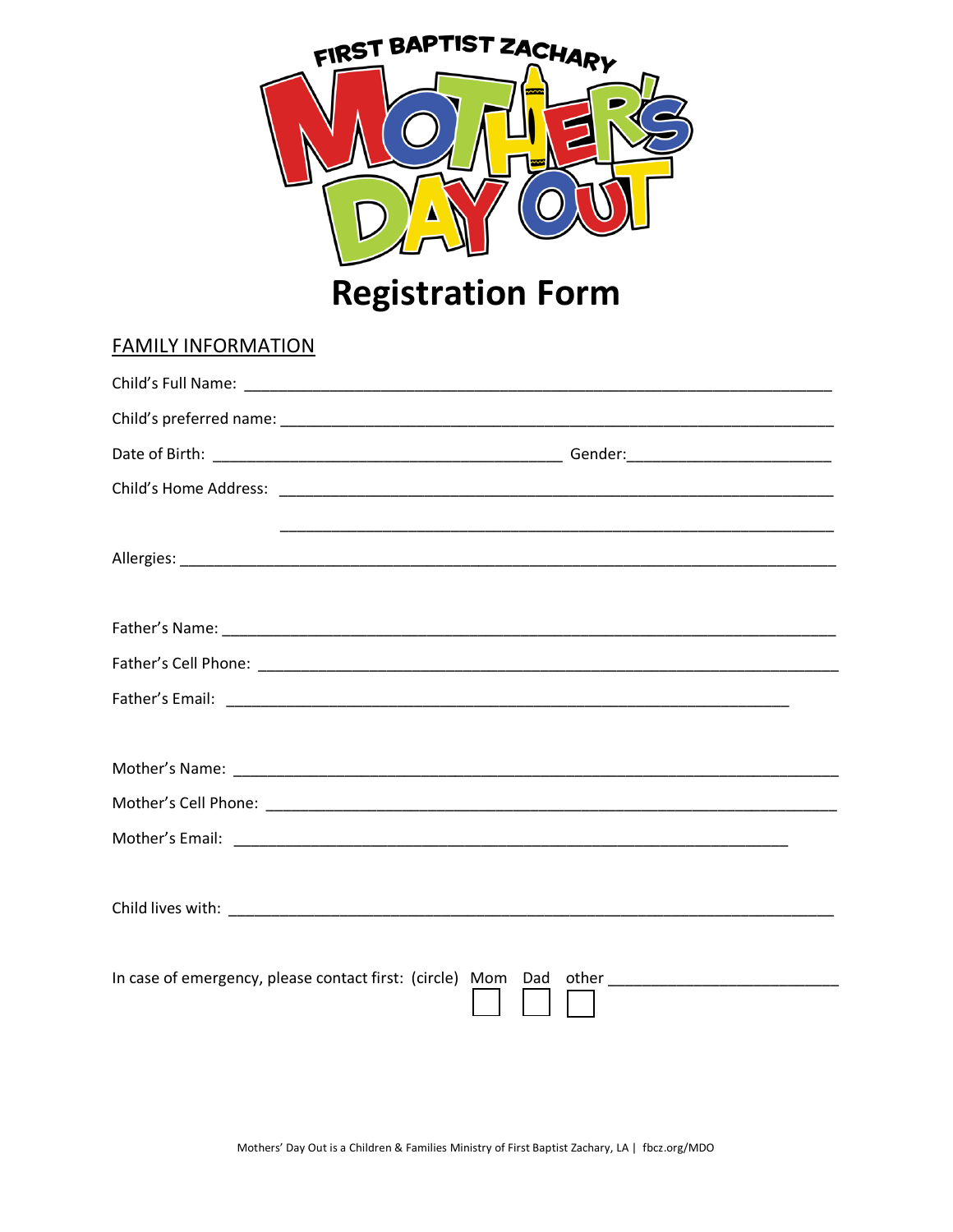# FIRST BAPTIST ZACHARY MOTHER'S DAY OUT

# Registration Form

## FAMILY INFORMATION

Child's Full Name: ______________________________________________________________________

Child's preferred name: ___________________________________________________________________

Date of Birth: ________________________________________ Gender:________________________

Child's Home Address: _________________________________________________________________

_________________________________________________________________

Allergies: ___________________________________________________________________________

Father's Name: _______________________________________________________________________

Father's Cell Phone: ____________________________________________________________________

Father's Email: _________________________________________________________________

Mother's Name: _______________________________________________________________________

Mother's Cell Phone: ___________________________________________________________________

Mother's Email: ________________________________________________________________

Child lives with: _______________________________________________________________________

In case of emergency, please contact first: (circle) Mom ☐ Dad ☐ other ☐ _________________________

Mothers' Day Out is a Children & Families Ministry of First Baptist Zachary, LA | fbcz.org/MDO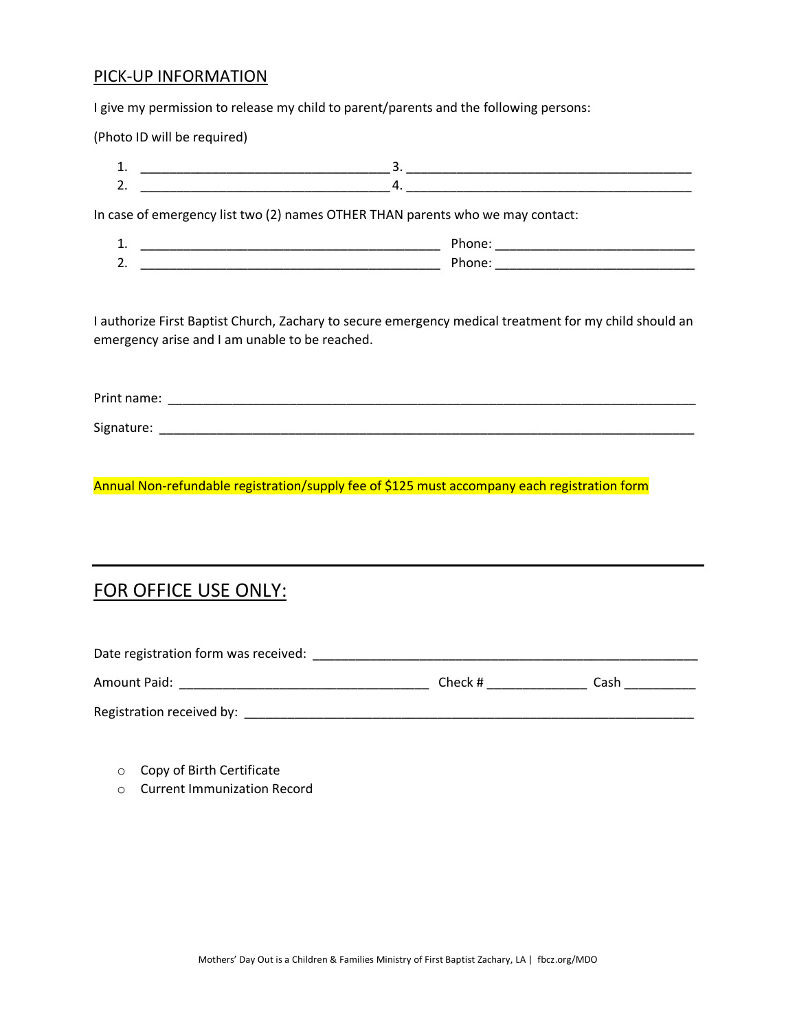## PICK-UP INFORMATION

I give my permission to release my child to parent/parents and the following persons:

(Photo ID will be required)

1. ___________________________________ 3. ________________________________________
2. ___________________________________ 4. ________________________________________

In case of emergency list two (2) names OTHER THAN parents who we may contact:

1. ___________________________________________ Phone: ____________________________
2. ___________________________________________ Phone: ____________________________

I authorize First Baptist Church, Zachary to secure emergency medical treatment for my child should an emergency arise and I am unable to be reached.

Print name: ____________________________________________________________________________

Signature: _____________________________________________________________________________

Annual Non-refundable registration/supply fee of $125 must accompany each registration form

---

## FOR OFFICE USE ONLY:

Date registration form was received: ______________________________________________________

Amount Paid: ___________________________________ Check # ______________ Cash __________

Registration received by: _______________________________________________________________

- ○ Copy of Birth Certificate
- ○ Current Immunization Record

Mothers' Day Out is a Children & Families Ministry of First Baptist Zachary, LA | fbcz.org/MDO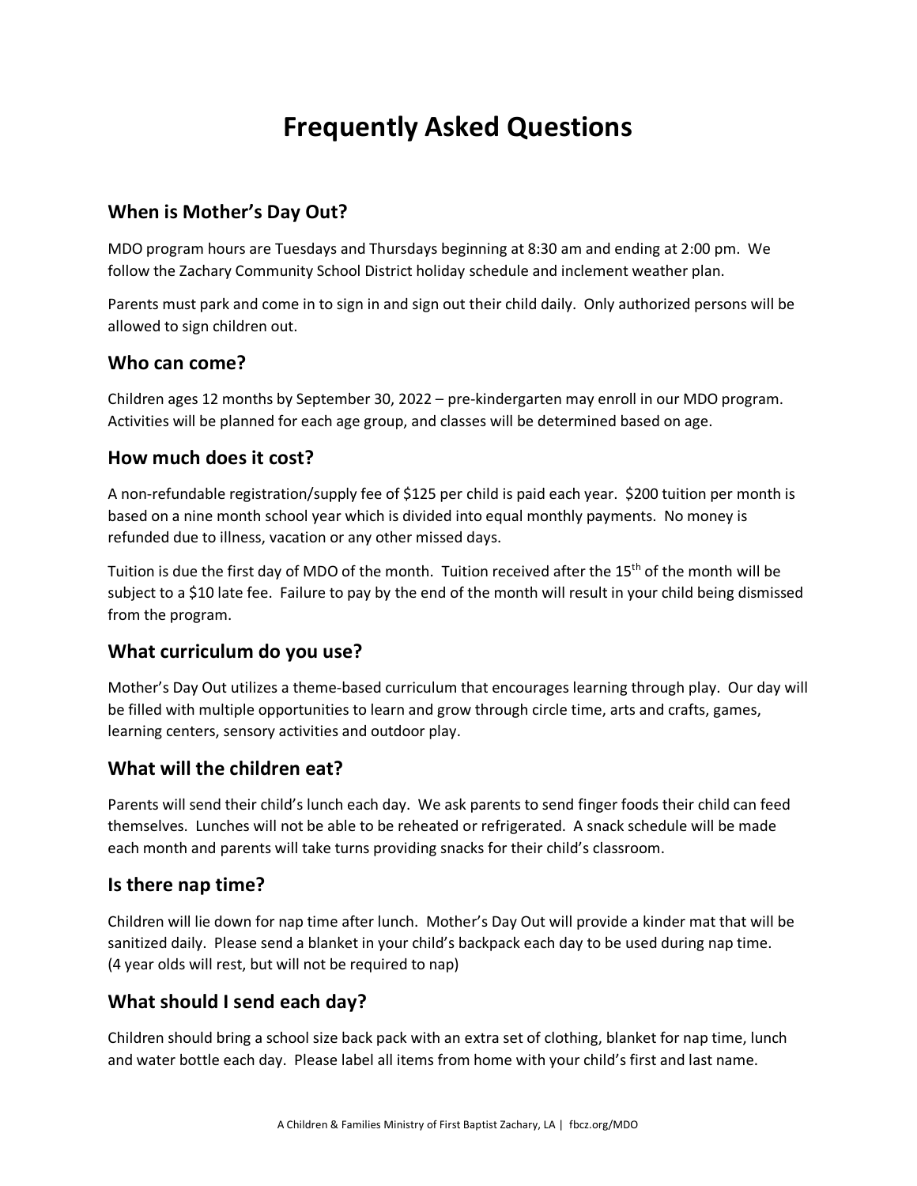# Frequently Asked Questions

## When is Mother's Day Out?

MDO program hours are Tuesdays and Thursdays beginning at 8:30 am and ending at 2:00 pm. We follow the Zachary Community School District holiday schedule and inclement weather plan.

Parents must park and come in to sign in and sign out their child daily. Only authorized persons will be allowed to sign children out.

## Who can come?

Children ages 12 months by September 30, 2022 – pre-kindergarten may enroll in our MDO program. Activities will be planned for each age group, and classes will be determined based on age.

## How much does it cost?

A non-refundable registration/supply fee of $125 per child is paid each year. $200 tuition per month is based on a nine month school year which is divided into equal monthly payments. No money is refunded due to illness, vacation or any other missed days.

Tuition is due the first day of MDO of the month. Tuition received after the 15th of the month will be subject to a $10 late fee. Failure to pay by the end of the month will result in your child being dismissed from the program.

## What curriculum do you use?

Mother's Day Out utilizes a theme-based curriculum that encourages learning through play. Our day will be filled with multiple opportunities to learn and grow through circle time, arts and crafts, games, learning centers, sensory activities and outdoor play.

## What will the children eat?

Parents will send their child's lunch each day. We ask parents to send finger foods their child can feed themselves. Lunches will not be able to be reheated or refrigerated. A snack schedule will be made each month and parents will take turns providing snacks for their child's classroom.

## Is there nap time?

Children will lie down for nap time after lunch. Mother's Day Out will provide a kinder mat that will be sanitized daily. Please send a blanket in your child's backpack each day to be used during nap time. (4 year olds will rest, but will not be required to nap)

## What should I send each day?

Children should bring a school size back pack with an extra set of clothing, blanket for nap time, lunch and water bottle each day. Please label all items from home with your child's first and last name.

A Children & Families Ministry of First Baptist Zachary, LA | fbcz.org/MDO